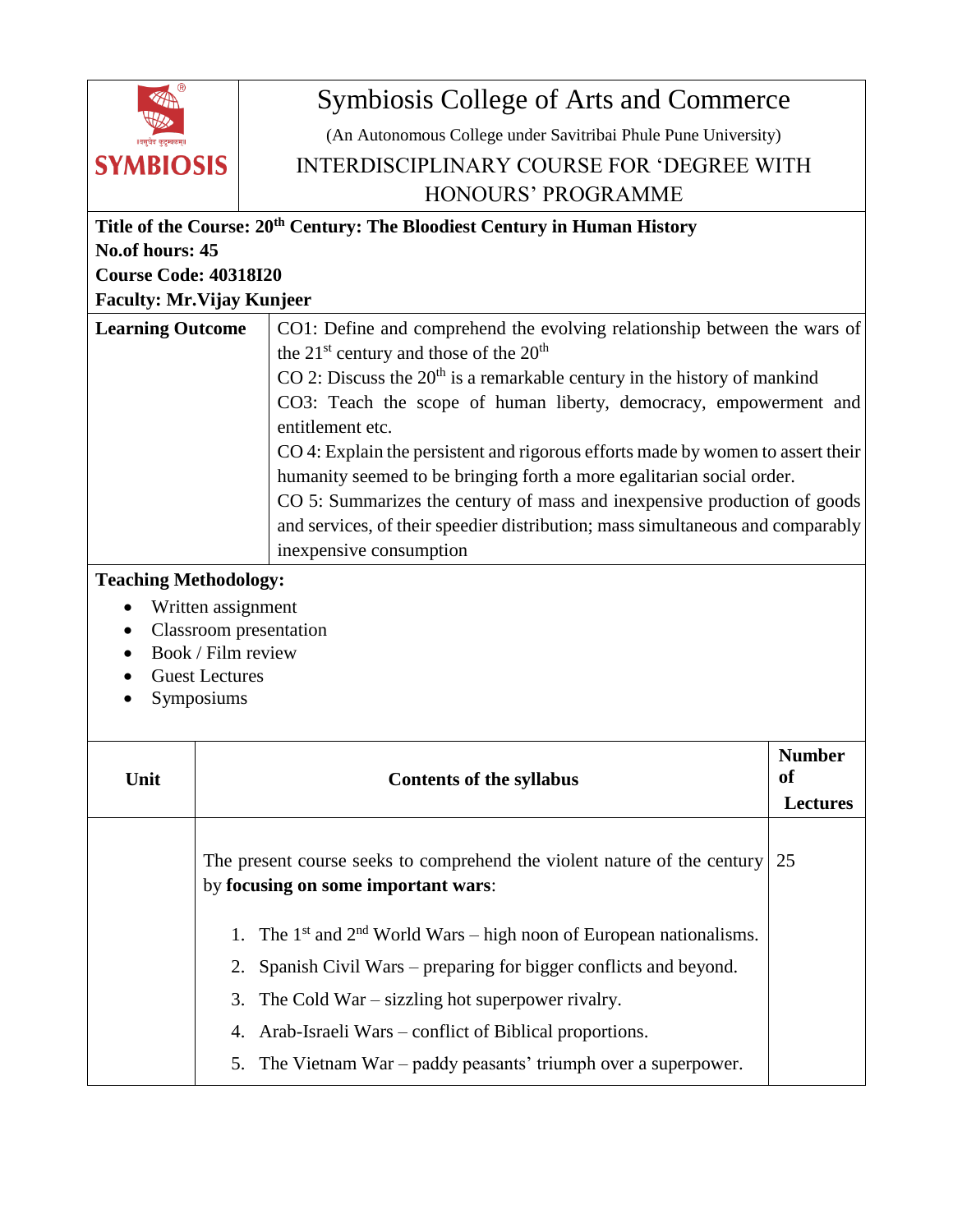# Symbiosis College of Arts and Commerce

(An Autonomous College under Savitribai Phule Pune University)

INTERDISCIPLINARY COURSE FOR 'DEGREE WITH HONOURS' PROGRAMME

**Title of the Course: 20th Century: The Bloodiest Century in Human History**
**No.of hours: 45**
**Course Code: 40318I20**
**Faculty: Mr.Vijay Kunjeer**

| **Learning Outcome** | CO1: Define and comprehend the evolving relationship between the wars of the 21st century and those of the 20th<br>CO 2: Discuss the 20th is a remarkable century in the history of mankind<br>CO3: Teach the scope of human liberty, democracy, empowerment and entitlement etc.<br>CO 4: Explain the persistent and rigorous efforts made by women to assert their humanity seemed to be bringing forth a more egalitarian social order.<br>CO 5: Summarizes the century of mass and inexpensive production of goods and services, of their speedier distribution; mass simultaneous and comparably inexpensive consumption |
|---|---|

**Teaching Methodology:**

- Written assignment
- Classroom presentation
- Book / Film review
- Guest Lectures
- Symposiums

| Unit | Contents of the syllabus | Number of Lectures |
|---|---|---|
| | The present course seeks to comprehend the violent nature of the century by **focusing on some important wars**:<br>1. The 1st and 2nd World Wars – high noon of European nationalisms.<br>2. Spanish Civil Wars – preparing for bigger conflicts and beyond.<br>3. The Cold War – sizzling hot superpower rivalry.<br>4. Arab-Israeli Wars – conflict of Biblical proportions.<br>5. The Vietnam War – paddy peasants' triumph over a superpower. | 25 |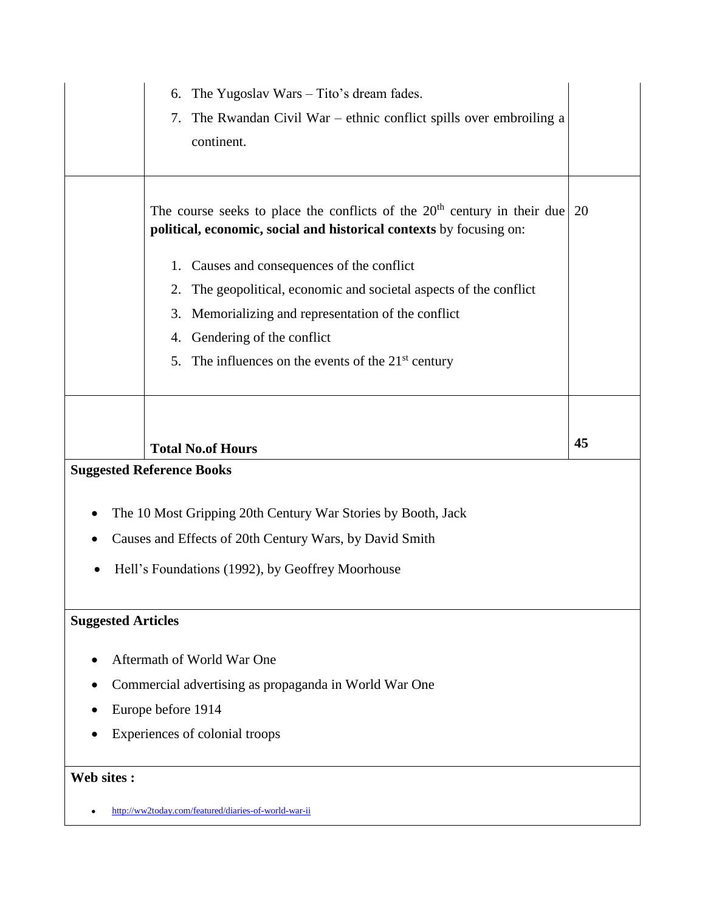| | | |
|---|---|---|
| | 6. The Yugoslav Wars – Tito's dream fades.<br>7. The Rwandan Civil War – ethnic conflict spills over embroiling a continent. | |
| | The course seeks to place the conflicts of the 20th century in their due **political, economic, social and historical contexts** by focusing on:<br>1. Causes and consequences of the conflict<br>2. The geopolitical, economic and societal aspects of the conflict<br>3. Memorializing and representation of the conflict<br>4. Gendering of the conflict<br>5. The influences on the events of the 21st century | 20 |
| | **Total No.of Hours** | **45** |

**Suggested Reference Books**

- The 10 Most Gripping 20th Century War Stories by Booth, Jack
- Causes and Effects of 20th Century Wars, by David Smith
- Hell's Foundations (1992), by Geoffrey Moorhouse

**Suggested Articles**

- Aftermath of World War One
- Commercial advertising as propaganda in World War One
- Europe before 1914
- Experiences of colonial troops

**Web sites :**

- http://ww2today.com/featured/diaries-of-world-war-ii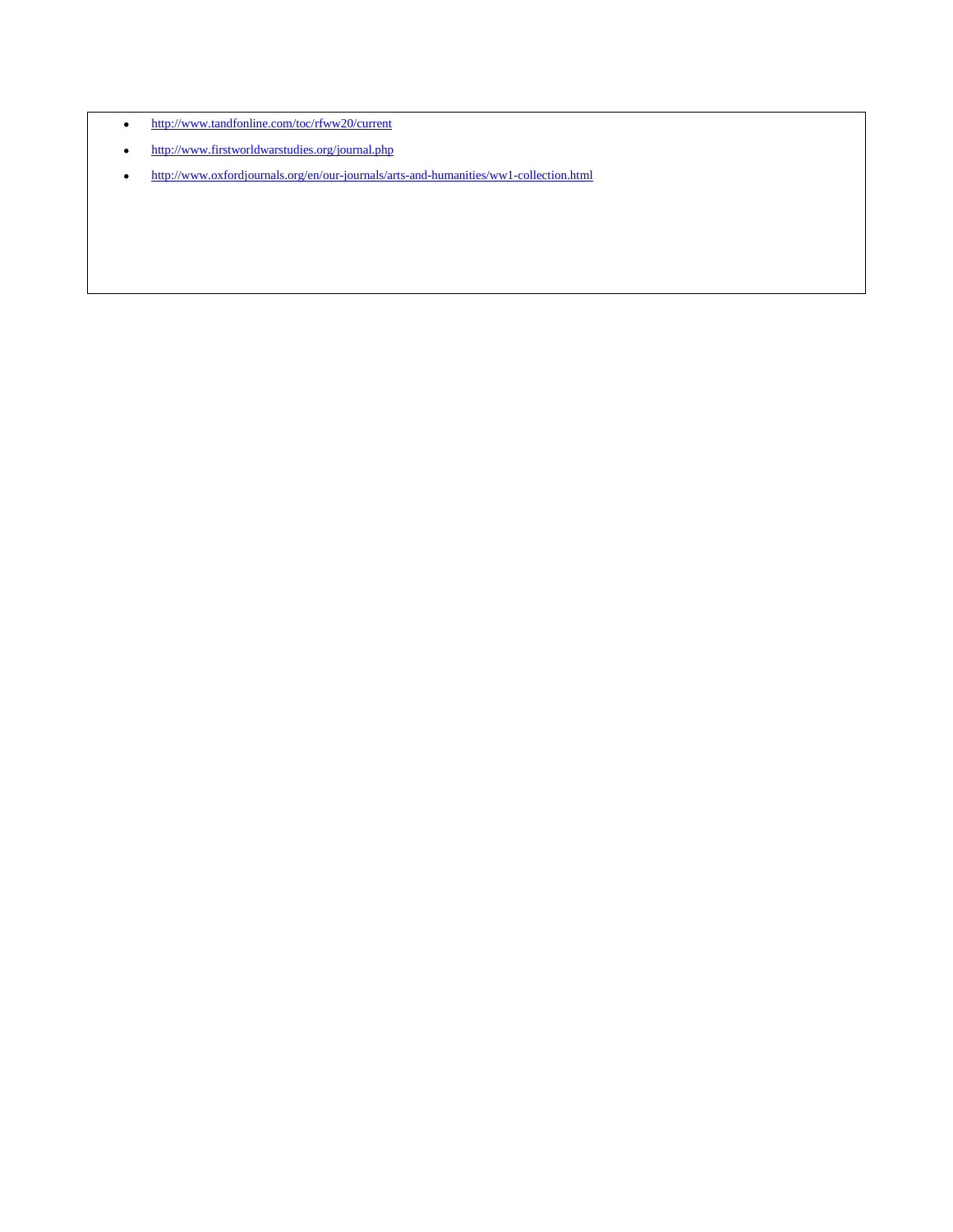- http://www.tandfonline.com/toc/rfww20/current
- http://www.firstworldwarstudies.org/journal.php
- http://www.oxfordjournals.org/en/our-journals/arts-and-humanities/ww1-collection.html